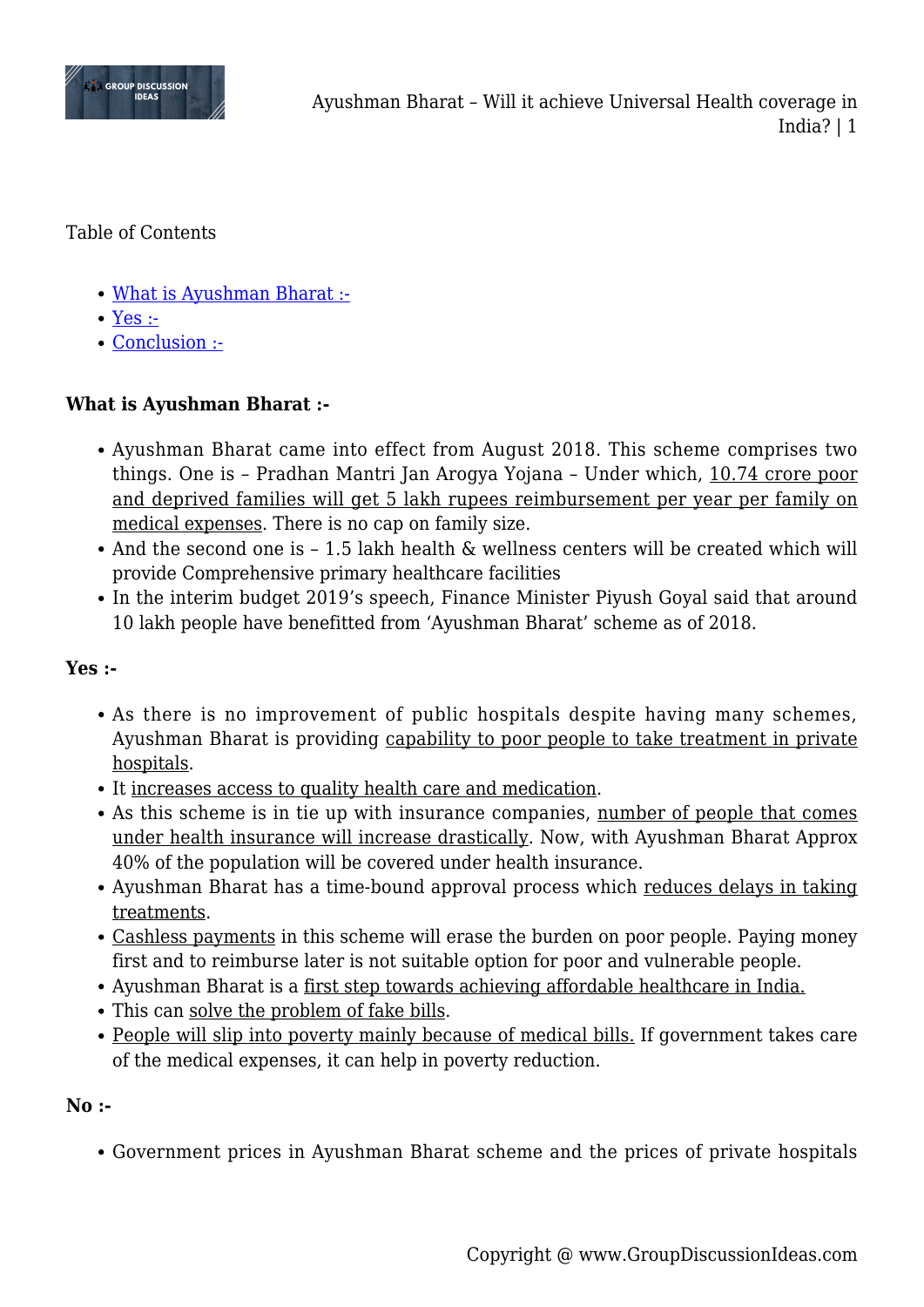Table of Contents

- What is Ayushman Bharat :-
- Yes :-
- Conclusion :-

**What is Ayushman Bharat :-**

- Ayushman Bharat came into effect from August 2018. This scheme comprises two things. One is – Pradhan Mantri Jan Arogya Yojana – Under which, 10.74 crore poor and deprived families will get 5 lakh rupees reimbursement per year per family on medical expenses. There is no cap on family size.
- And the second one is – 1.5 lakh health & wellness centers will be created which will provide Comprehensive primary healthcare facilities
- In the interim budget 2019's speech, Finance Minister Piyush Goyal said that around 10 lakh people have benefitted from 'Ayushman Bharat' scheme as of 2018.

**Yes :-**

- As there is no improvement of public hospitals despite having many schemes, Ayushman Bharat is providing capability to poor people to take treatment in private hospitals.
- It increases access to quality health care and medication.
- As this scheme is in tie up with insurance companies, number of people that comes under health insurance will increase drastically. Now, with Ayushman Bharat Approx 40% of the population will be covered under health insurance.
- Ayushman Bharat has a time-bound approval process which reduces delays in taking treatments.
- Cashless payments in this scheme will erase the burden on poor people. Paying money first and to reimburse later is not suitable option for poor and vulnerable people.
- Ayushman Bharat is a first step towards achieving affordable healthcare in India.
- This can solve the problem of fake bills.
- People will slip into poverty mainly because of medical bills. If government takes care of the medical expenses, it can help in poverty reduction.

**No :-**

- Government prices in Ayushman Bharat scheme and the prices of private hospitals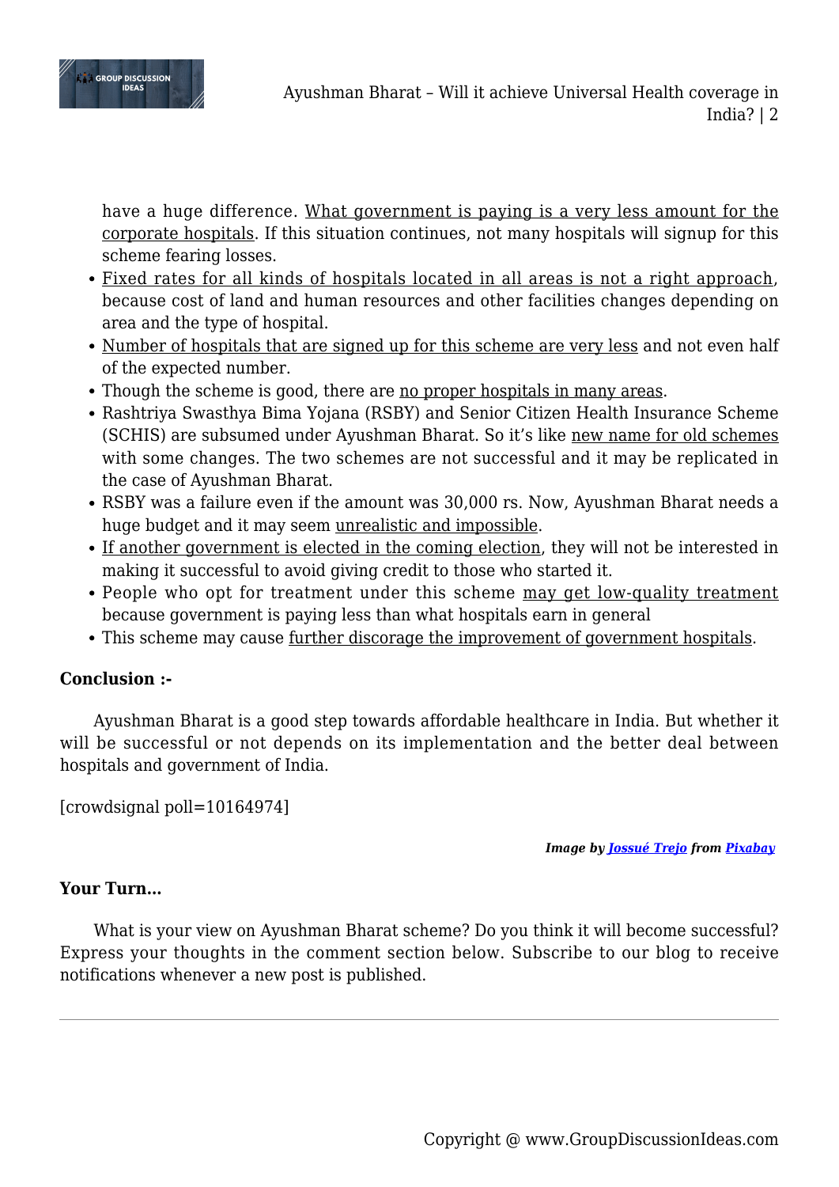have a huge difference. What government is paying is a very less amount for the corporate hospitals. If this situation continues, not many hospitals will signup for this scheme fearing losses.

- Fixed rates for all kinds of hospitals located in all areas is not a right approach, because cost of land and human resources and other facilities changes depending on area and the type of hospital.
- Number of hospitals that are signed up for this scheme are very less and not even half of the expected number.
- Though the scheme is good, there are no proper hospitals in many areas.
- Rashtriya Swasthya Bima Yojana (RSBY) and Senior Citizen Health Insurance Scheme (SCHIS) are subsumed under Ayushman Bharat. So it's like new name for old schemes with some changes. The two schemes are not successful and it may be replicated in the case of Ayushman Bharat.
- RSBY was a failure even if the amount was 30,000 rs. Now, Ayushman Bharat needs a huge budget and it may seem unrealistic and impossible.
- If another government is elected in the coming election, they will not be interested in making it successful to avoid giving credit to those who started it.
- People who opt for treatment under this scheme may get low-quality treatment because government is paying less than what hospitals earn in general
- This scheme may cause further discorage the improvement of government hospitals.

**Conclusion :-**

Ayushman Bharat is a good step towards affordable healthcare in India. But whether it will be successful or not depends on its implementation and the better deal between hospitals and government of India.

[crowdsignal poll=10164974]

***Image by Jossué Trejo from Pixabay***

**Your Turn…**

What is your view on Ayushman Bharat scheme? Do you think it will become successful? Express your thoughts in the comment section below. Subscribe to our blog to receive notifications whenever a new post is published.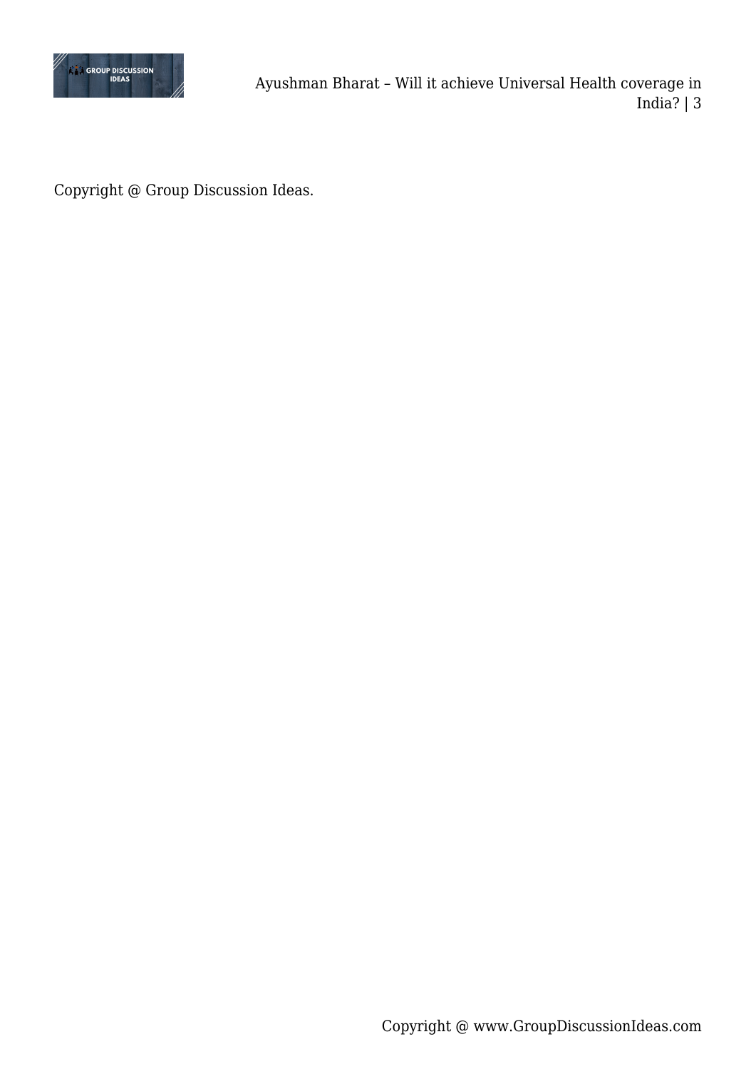Copyright @ Group Discussion Ideas.